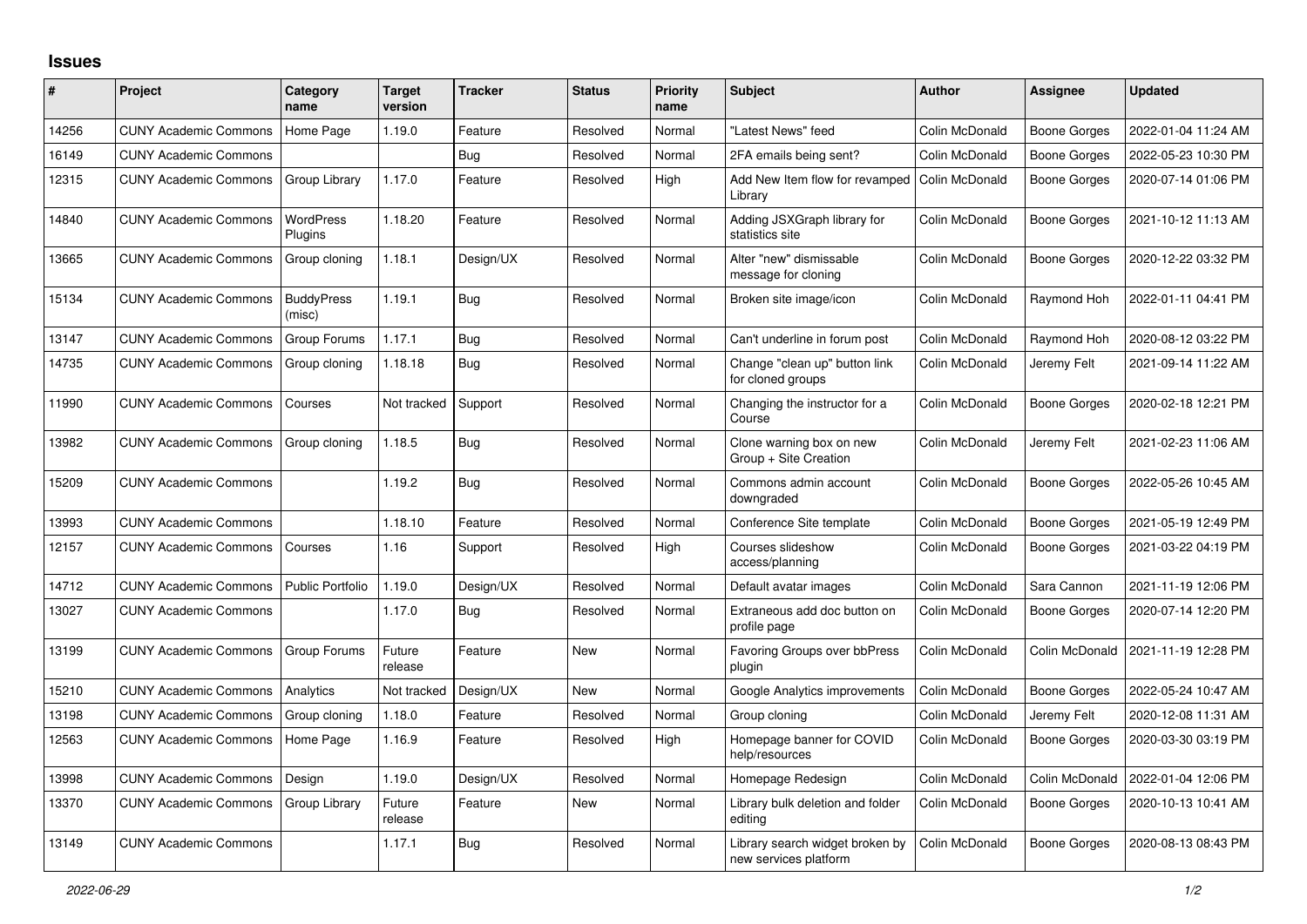# Issues

| # | Project | Category name | Target version | Tracker | Status | Priority name | Subject | Author | Assignee | Updated |
|---|---|---|---|---|---|---|---|---|---|---|
| 14256 | CUNY Academic Commons | Home Page | 1.19.0 | Feature | Resolved | Normal | "Latest News" feed | Colin McDonald | Boone Gorges | 2022-01-04 11:24 AM |
| 16149 | CUNY Academic Commons | | | Bug | Resolved | Normal | 2FA emails being sent? | Colin McDonald | Boone Gorges | 2022-05-23 10:30 PM |
| 12315 | CUNY Academic Commons | Group Library | 1.17.0 | Feature | Resolved | High | Add New Item flow for revamped Library | Colin McDonald | Boone Gorges | 2020-07-14 01:06 PM |
| 14840 | CUNY Academic Commons | WordPress Plugins | 1.18.20 | Feature | Resolved | Normal | Adding JSXGraph library for statistics site | Colin McDonald | Boone Gorges | 2021-10-12 11:13 AM |
| 13665 | CUNY Academic Commons | Group cloning | 1.18.1 | Design/UX | Resolved | Normal | Alter "new" dismissable message for cloning | Colin McDonald | Boone Gorges | 2020-12-22 03:32 PM |
| 15134 | CUNY Academic Commons | BuddyPress (misc) | 1.19.1 | Bug | Resolved | Normal | Broken site image/icon | Colin McDonald | Raymond Hoh | 2022-01-11 04:41 PM |
| 13147 | CUNY Academic Commons | Group Forums | 1.17.1 | Bug | Resolved | Normal | Can't underline in forum post | Colin McDonald | Raymond Hoh | 2020-08-12 03:22 PM |
| 14735 | CUNY Academic Commons | Group cloning | 1.18.18 | Bug | Resolved | Normal | Change "clean up" button link for cloned groups | Colin McDonald | Jeremy Felt | 2021-09-14 11:22 AM |
| 11990 | CUNY Academic Commons | Courses | Not tracked | Support | Resolved | Normal | Changing the instructor for a Course | Colin McDonald | Boone Gorges | 2020-02-18 12:21 PM |
| 13982 | CUNY Academic Commons | Group cloning | 1.18.5 | Bug | Resolved | Normal | Clone warning box on new Group + Site Creation | Colin McDonald | Jeremy Felt | 2021-02-23 11:06 AM |
| 15209 | CUNY Academic Commons | | 1.19.2 | Bug | Resolved | Normal | Commons admin account downgraded | Colin McDonald | Boone Gorges | 2022-05-26 10:45 AM |
| 13993 | CUNY Academic Commons | | 1.18.10 | Feature | Resolved | Normal | Conference Site template | Colin McDonald | Boone Gorges | 2021-05-19 12:49 PM |
| 12157 | CUNY Academic Commons | Courses | 1.16 | Support | Resolved | High | Courses slideshow access/planning | Colin McDonald | Boone Gorges | 2021-03-22 04:19 PM |
| 14712 | CUNY Academic Commons | Public Portfolio | 1.19.0 | Design/UX | Resolved | Normal | Default avatar images | Colin McDonald | Sara Cannon | 2021-11-19 12:06 PM |
| 13027 | CUNY Academic Commons | | 1.17.0 | Bug | Resolved | Normal | Extraneous add doc button on profile page | Colin McDonald | Boone Gorges | 2020-07-14 12:20 PM |
| 13199 | CUNY Academic Commons | Group Forums | Future release | Feature | New | Normal | Favoring Groups over bbPress plugin | Colin McDonald | Colin McDonald | 2021-11-19 12:28 PM |
| 15210 | CUNY Academic Commons | Analytics | Not tracked | Design/UX | New | Normal | Google Analytics improvements | Colin McDonald | Boone Gorges | 2022-05-24 10:47 AM |
| 13198 | CUNY Academic Commons | Group cloning | 1.18.0 | Feature | Resolved | Normal | Group cloning | Colin McDonald | Jeremy Felt | 2020-12-08 11:31 AM |
| 12563 | CUNY Academic Commons | Home Page | 1.16.9 | Feature | Resolved | High | Homepage banner for COVID help/resources | Colin McDonald | Boone Gorges | 2020-03-30 03:19 PM |
| 13998 | CUNY Academic Commons | Design | 1.19.0 | Design/UX | Resolved | Normal | Homepage Redesign | Colin McDonald | Colin McDonald | 2022-01-04 12:06 PM |
| 13370 | CUNY Academic Commons | Group Library | Future release | Feature | New | Normal | Library bulk deletion and folder editing | Colin McDonald | Boone Gorges | 2020-10-13 10:41 AM |
| 13149 | CUNY Academic Commons | | 1.17.1 | Bug | Resolved | Normal | Library search widget broken by new services platform | Colin McDonald | Boone Gorges | 2020-08-13 08:43 PM |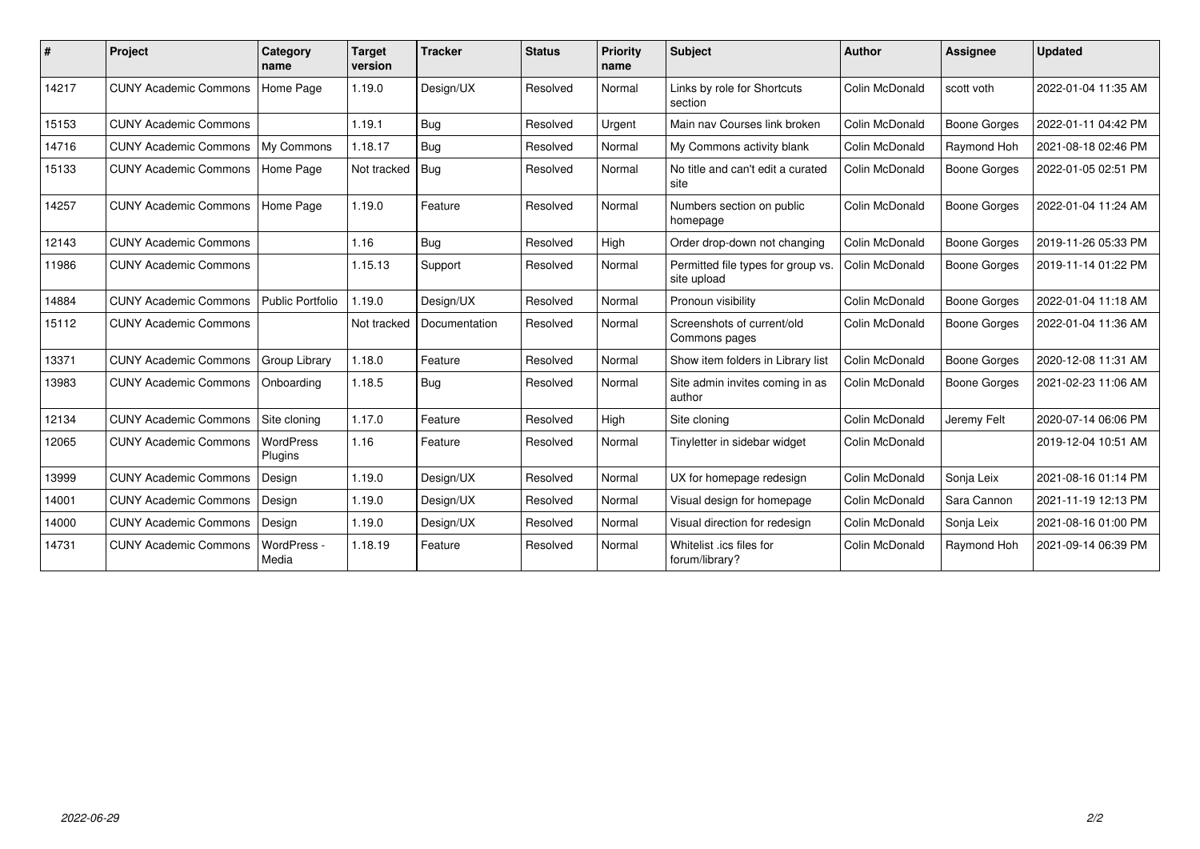| # | Project | Category name | Target version | Tracker | Status | Priority name | Subject | Author | Assignee | Updated |
|---|---|---|---|---|---|---|---|---|---|---|
| 14217 | CUNY Academic Commons | Home Page | 1.19.0 | Design/UX | Resolved | Normal | Links by role for Shortcuts section | Colin McDonald | scott voth | 2022-01-04 11:35 AM |
| 15153 | CUNY Academic Commons | | 1.19.1 | Bug | Resolved | Urgent | Main nav Courses link broken | Colin McDonald | Boone Gorges | 2022-01-11 04:42 PM |
| 14716 | CUNY Academic Commons | My Commons | 1.18.17 | Bug | Resolved | Normal | My Commons activity blank | Colin McDonald | Raymond Hoh | 2021-08-18 02:46 PM |
| 15133 | CUNY Academic Commons | Home Page | Not tracked | Bug | Resolved | Normal | No title and can't edit a curated site | Colin McDonald | Boone Gorges | 2022-01-05 02:51 PM |
| 14257 | CUNY Academic Commons | Home Page | 1.19.0 | Feature | Resolved | Normal | Numbers section on public homepage | Colin McDonald | Boone Gorges | 2022-01-04 11:24 AM |
| 12143 | CUNY Academic Commons | | 1.16 | Bug | Resolved | High | Order drop-down not changing | Colin McDonald | Boone Gorges | 2019-11-26 05:33 PM |
| 11986 | CUNY Academic Commons | | 1.15.13 | Support | Resolved | Normal | Permitted file types for group vs. site upload | Colin McDonald | Boone Gorges | 2019-11-14 01:22 PM |
| 14884 | CUNY Academic Commons | Public Portfolio | 1.19.0 | Design/UX | Resolved | Normal | Pronoun visibility | Colin McDonald | Boone Gorges | 2022-01-04 11:18 AM |
| 15112 | CUNY Academic Commons | | Not tracked | Documentation | Resolved | Normal | Screenshots of current/old Commons pages | Colin McDonald | Boone Gorges | 2022-01-04 11:36 AM |
| 13371 | CUNY Academic Commons | Group Library | 1.18.0 | Feature | Resolved | Normal | Show item folders in Library list | Colin McDonald | Boone Gorges | 2020-12-08 11:31 AM |
| 13983 | CUNY Academic Commons | Onboarding | 1.18.5 | Bug | Resolved | Normal | Site admin invites coming in as author | Colin McDonald | Boone Gorges | 2021-02-23 11:06 AM |
| 12134 | CUNY Academic Commons | Site cloning | 1.17.0 | Feature | Resolved | High | Site cloning | Colin McDonald | Jeremy Felt | 2020-07-14 06:06 PM |
| 12065 | CUNY Academic Commons | WordPress Plugins | 1.16 | Feature | Resolved | Normal | Tinyletter in sidebar widget | Colin McDonald | | 2019-12-04 10:51 AM |
| 13999 | CUNY Academic Commons | Design | 1.19.0 | Design/UX | Resolved | Normal | UX for homepage redesign | Colin McDonald | Sonja Leix | 2021-08-16 01:14 PM |
| 14001 | CUNY Academic Commons | Design | 1.19.0 | Design/UX | Resolved | Normal | Visual design for homepage | Colin McDonald | Sara Cannon | 2021-11-19 12:13 PM |
| 14000 | CUNY Academic Commons | Design | 1.19.0 | Design/UX | Resolved | Normal | Visual direction for redesign | Colin McDonald | Sonja Leix | 2021-08-16 01:00 PM |
| 14731 | CUNY Academic Commons | WordPress - Media | 1.18.19 | Feature | Resolved | Normal | Whitelist .ics files for forum/library? | Colin McDonald | Raymond Hoh | 2021-09-14 06:39 PM |